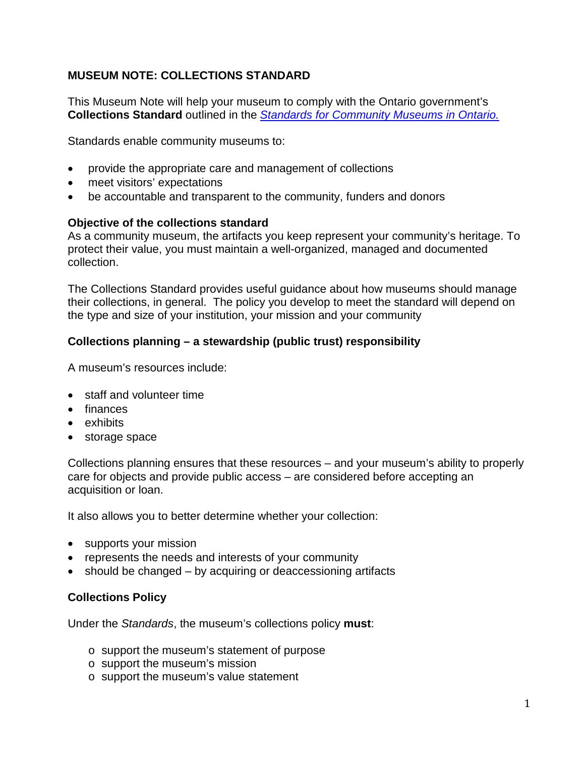# MUSEUM NOTE: COLLECTIONS STANDARD

This Museum Note will help your museum to comply with the Ontario government's **Collections Standard** outlined in the *Standards for Community Museums in Ontario.*

Standards enable community museums to:

- provide the appropriate care and management of collections
- meet visitors' expectations
- be accountable and transparent to the community, funders and donors

### Objective of the collections standard

As a community museum, the artifacts you keep represent your community's heritage. To protect their value, you must maintain a well-organized, managed and documented collection.

The Collections Standard provides useful guidance about how museums should manage their collections, in general. The policy you develop to meet the standard will depend on the type and size of your institution, your mission and your community

### Collections planning – a stewardship (public trust) responsibility

A museum's resources include:

- staff and volunteer time
- finances
- exhibits
- storage space

Collections planning ensures that these resources – and your museum's ability to properly care for objects and provide public access – are considered before accepting an acquisition or loan.

It also allows you to better determine whether your collection:

- supports your mission
- represents the needs and interests of your community
- should be changed – by acquiring or deaccessioning artifacts

### Collections Policy

Under the *Standards*, the museum's collections policy **must**:

- support the museum's statement of purpose
- support the museum's mission
- support the museum's value statement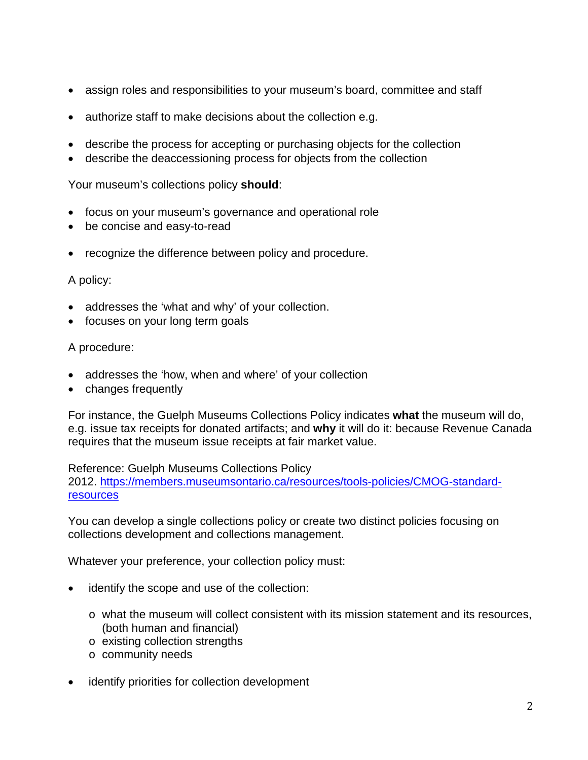- assign roles and responsibilities to your museum's board, committee and staff
- authorize staff to make decisions about the collection e.g.
- describe the process for accepting or purchasing objects for the collection
- describe the deaccessioning process for objects from the collection

Your museum's collections policy **should**:

- focus on your museum's governance and operational role
- be concise and easy-to-read
- recognize the difference between policy and procedure.

A policy:

- addresses the 'what and why' of your collection.
- focuses on your long term goals

A procedure:

- addresses the 'how, when and where' of your collection
- changes frequently

For instance, the Guelph Museums Collections Policy indicates **what** the museum will do, e.g. issue tax receipts for donated artifacts; and **why** it will do it: because Revenue Canada requires that the museum issue receipts at fair market value.

Reference: Guelph Museums Collections Policy 2012. [https://members.museumsontario.ca/resources/tools-policies/CMOG-standard-resources](https://members.museumsontario.ca/resources/tools-policies/CMOG-standard-resources)

You can develop a single collections policy or create two distinct policies focusing on collections development and collections management.

Whatever your preference, your collection policy must:

- identify the scope and use of the collection:
  - what the museum will collect consistent with its mission statement and its resources, (both human and financial)
  - existing collection strengths
  - community needs
- identify priorities for collection development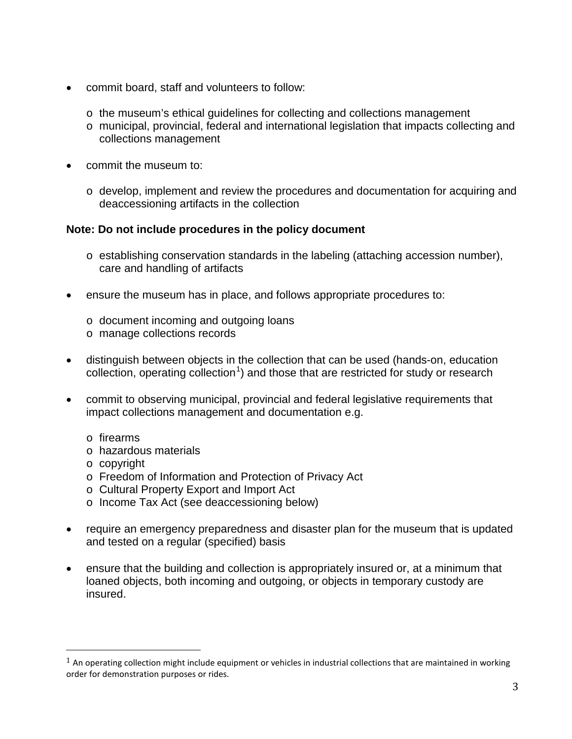- commit board, staff and volunteers to follow:
  - the museum's ethical guidelines for collecting and collections management
  - municipal, provincial, federal and international legislation that impacts collecting and collections management

- commit the museum to:
  - develop, implement and review the procedures and documentation for acquiring and deaccessioning artifacts in the collection

**Note: Do not include procedures in the policy document**

  - establishing conservation standards in the labeling (attaching accession number), care and handling of artifacts

- ensure the museum has in place, and follows appropriate procedures to:
  - document incoming and outgoing loans
  - manage collections records

- distinguish between objects in the collection that can be used (hands-on, education collection, operating collection[1]) and those that are restricted for study or research

- commit to observing municipal, provincial and federal legislative requirements that impact collections management and documentation e.g.
  - firearms
  - hazardous materials
  - copyright
  - Freedom of Information and Protection of Privacy Act
  - Cultural Property Export and Import Act
  - Income Tax Act (see deaccessioning below)

- require an emergency preparedness and disaster plan for the museum that is updated and tested on a regular (specified) basis

- ensure that the building and collection is appropriately insured or, at a minimum that loaned objects, both incoming and outgoing, or objects in temporary custody are insured.

[1] An operating collection might include equipment or vehicles in industrial collections that are maintained in working order for demonstration purposes or rides.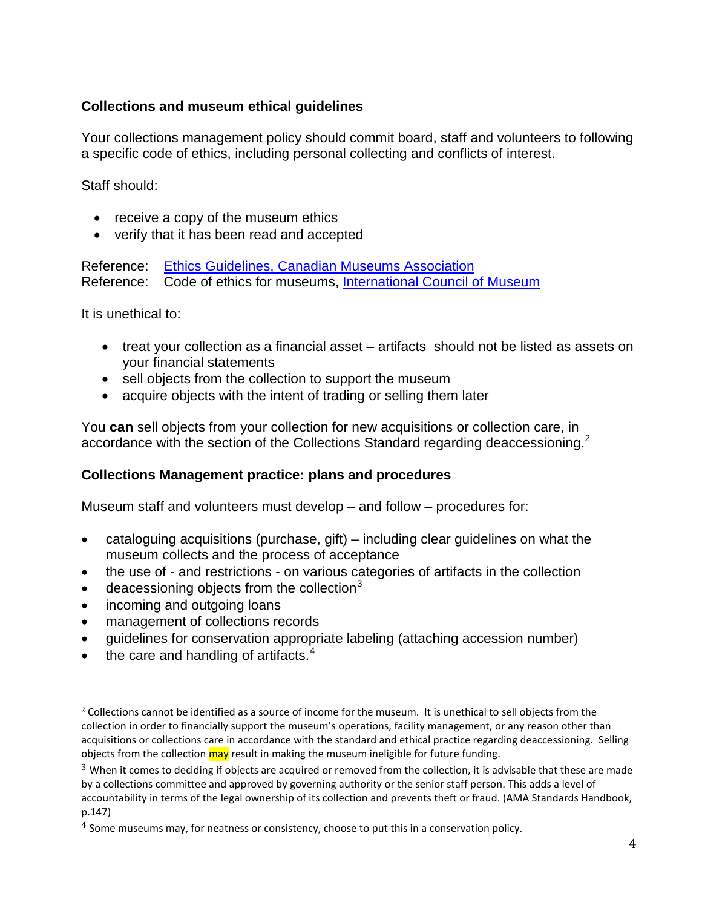**Collections and museum ethical guidelines**

Your collections management policy should commit board, staff and volunteers to following a specific code of ethics, including personal collecting and conflicts of interest.

Staff should:

- receive a copy of the museum ethics
- verify that it has been read and accepted

Reference: Ethics Guidelines, Canadian Museums Association
Reference: Code of ethics for museums, International Council of Museum

It is unethical to:

- treat your collection as a financial asset – artifacts should not be listed as assets on your financial statements
- sell objects from the collection to support the museum
- acquire objects with the intent of trading or selling them later

You **can** sell objects from your collection for new acquisitions or collection care, in accordance with the section of the Collections Standard regarding deaccessioning.[2]

**Collections Management practice: plans and procedures**

Museum staff and volunteers must develop – and follow – procedures for:

- cataloguing acquisitions (purchase, gift) – including clear guidelines on what the museum collects and the process of acceptance
- the use of - and restrictions - on various categories of artifacts in the collection
- deaccessioning objects from the collection[3]
- incoming and outgoing loans
- management of collections records
- guidelines for conservation appropriate labeling (attaching accession number)
- the care and handling of artifacts.[4]

---

[2] Collections cannot be identified as a source of income for the museum. It is unethical to sell objects from the collection in order to financially support the museum's operations, facility management, or any reason other than acquisitions or collections care in accordance with the standard and ethical practice regarding deaccessioning. Selling objects from the collection may result in making the museum ineligible for future funding.

[3] When it comes to deciding if objects are acquired or removed from the collection, it is advisable that these are made by a collections committee and approved by governing authority or the senior staff person. This adds a level of accountability in terms of the legal ownership of its collection and prevents theft or fraud. (AMA Standards Handbook, p.147)

[4] Some museums may, for neatness or consistency, choose to put this in a conservation policy.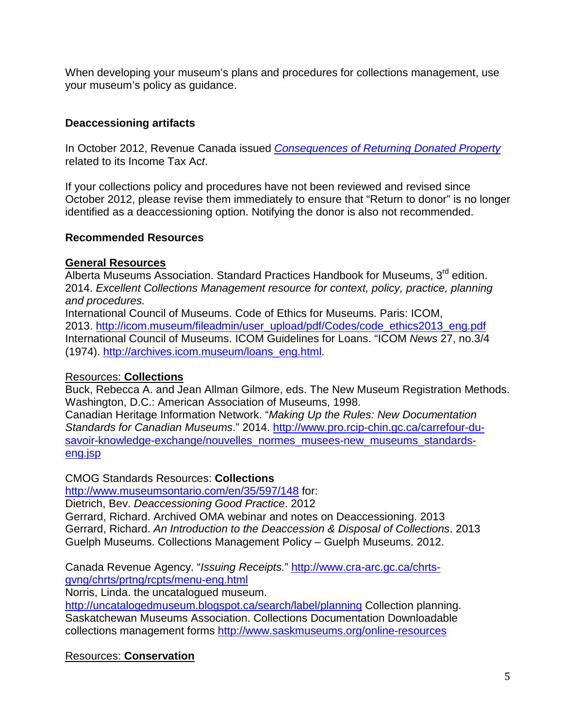When developing your museum's plans and procedures for collections management, use your museum's policy as guidance.

**Deaccessioning artifacts**

In October 2012, Revenue Canada issued [*Consequences of Returning Donated Property*]() related to its Income Tax Act.

If your collections policy and procedures have not been reviewed and revised since October 2012, please revise them immediately to ensure that "Return to donor" is no longer identified as a deaccessioning option. Notifying the donor is also not recommended.

**Recommended Resources**

**General Resources**

Alberta Museums Association. Standard Practices Handbook for Museums, 3rd edition. 2014. *Excellent Collections Management resource for context, policy, practice, planning and procedures.*
International Council of Museums. Code of Ethics for Museums. Paris: ICOM, 2013. http://icom.museum/fileadmin/user_upload/pdf/Codes/code_ethics2013_eng.pdf
International Council of Museums. ICOM Guidelines for Loans. "ICOM *News* 27, no.3/4 (1974). http://archives.icom.museum/loans_eng.html.

Resources: **Collections**

Buck, Rebecca A. and Jean Allman Gilmore, eds. The New Museum Registration Methods. Washington, D.C.: American Association of Museums, 1998.
Canadian Heritage Information Network. "*Making Up the Rules: New Documentation Standards for Canadian Museums*." 2014. http://www.pro.rcip-chin.gc.ca/carrefour-du-savoir-knowledge-exchange/nouvelles_normes_musees-new_museums_standards-eng.jsp

CMOG Standards Resources: **Collections**
http://www.museumsontario.com/en/35/597/148 for:
Dietrich, Bev. *Deaccessioning Good Practice*. 2012
Gerrard, Richard. Archived OMA webinar and notes on Deaccessioning. 2013
Gerrard, Richard. *An Introduction to the Deaccession & Disposal of Collections*. 2013
Guelph Museums. Collections Management Policy – Guelph Museums. 2012.

Canada Revenue Agency. "*Issuing Receipts.*" http://www.cra-arc.gc.ca/chrts-gvng/chrts/prtng/rcpts/menu-eng.html
Norris, Linda. the uncatalogued museum.
http://uncatalogedmuseum.blogspot.ca/search/label/planning Collection planning.
Saskatchewan Museums Association. Collections Documentation Downloadable collections management forms http://www.saskmuseums.org/online-resources

Resources: **Conservation**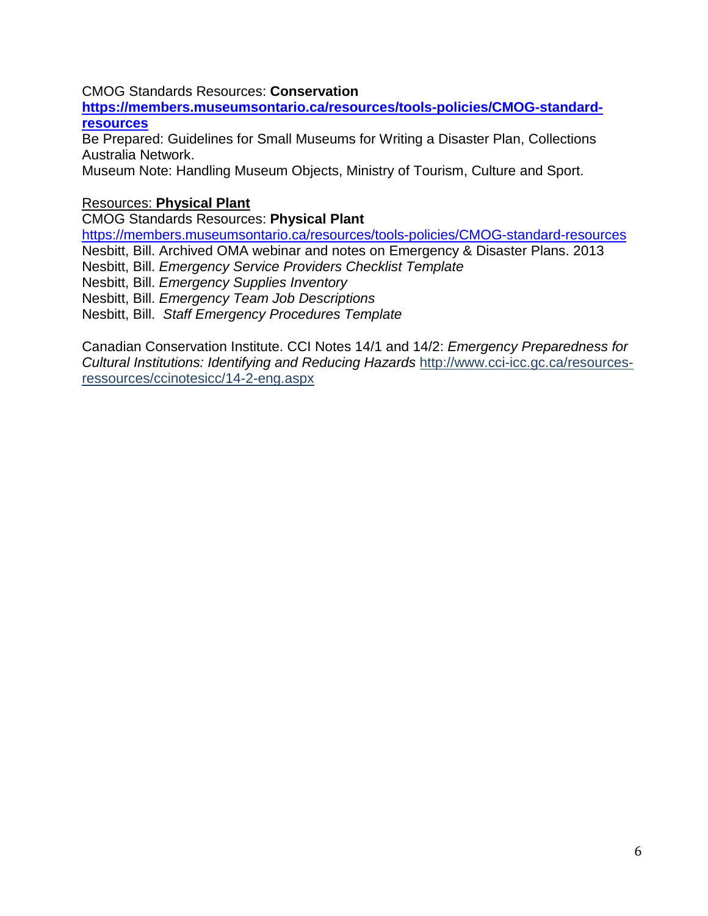CMOG Standards Resources: **Conservation**
**https://members.museumsontario.ca/resources/tools-policies/CMOG-standard-resources**
Be Prepared: Guidelines for Small Museums for Writing a Disaster Plan, Collections Australia Network.
Museum Note: Handling Museum Objects, Ministry of Tourism, Culture and Sport.

Resources: **Physical Plant**
CMOG Standards Resources: **Physical Plant**
https://members.museumsontario.ca/resources/tools-policies/CMOG-standard-resources
Nesbitt, Bill. Archived OMA webinar and notes on Emergency & Disaster Plans. 2013
Nesbitt, Bill. *Emergency Service Providers Checklist Template*
Nesbitt, Bill. *Emergency Supplies Inventory*
Nesbitt, Bill. *Emergency Team Job Descriptions*
Nesbitt, Bill. *Staff Emergency Procedures Template*

Canadian Conservation Institute. CCI Notes 14/1 and 14/2: *Emergency Preparedness for Cultural Institutions: Identifying and Reducing Hazards* http://www.cci-icc.gc.ca/resources-ressources/ccinotesicc/14-2-eng.aspx